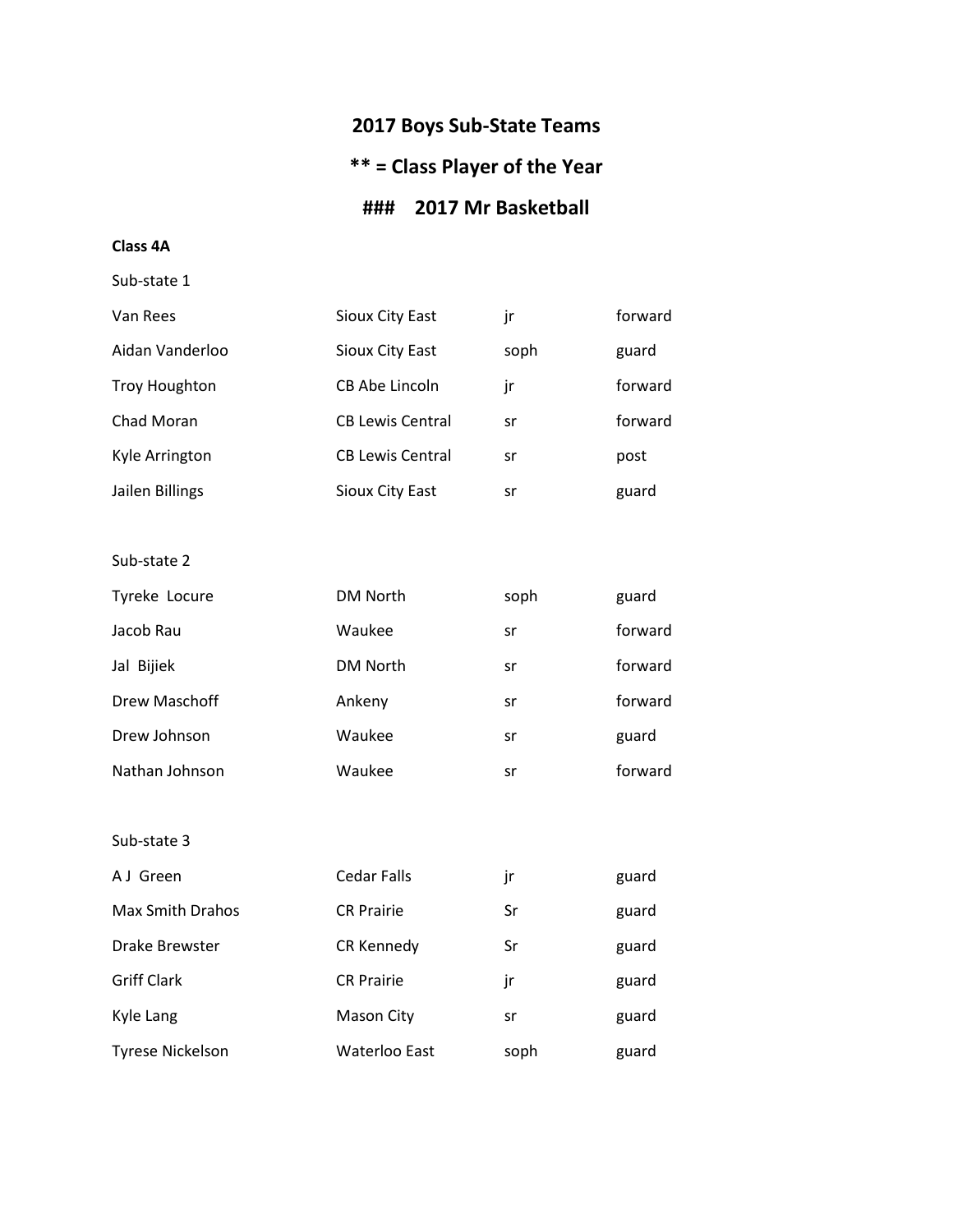# 2017 Boys Sub-State Teams

## ** = Class Player of the Year

## ###    2017 Mr Basketball

**Class 4A**

Sub-state 1

| | | | |
|---|---|---|---|
| Van Rees | Sioux City East | jr | forward |
| Aidan Vanderloo | Sioux City East | soph | guard |
| Troy Houghton | CB Abe Lincoln | jr | forward |
| Chad Moran | CB Lewis Central | sr | forward |
| Kyle Arrington | CB Lewis Central | sr | post |
| Jailen Billings | Sioux City East | sr | guard |

Sub-state 2

| | | | |
|---|---|---|---|
| Tyreke  Locure | DM North | soph | guard |
| Jacob Rau | Waukee | sr | forward |
| Jal  Bijiek | DM North | sr | forward |
| Drew Maschoff | Ankeny | sr | forward |
| Drew Johnson | Waukee | sr | guard |
| Nathan Johnson | Waukee | sr | forward |

Sub-state 3

| | | | |
|---|---|---|---|
| A J  Green | Cedar Falls | jr | guard |
| Max Smith Drahos | CR Prairie | Sr | guard |
| Drake Brewster | CR Kennedy | Sr | guard |
| Griff Clark | CR Prairie | jr | guard |
| Kyle Lang | Mason City | sr | guard |
| Tyrese Nickelson | Waterloo East | soph | guard |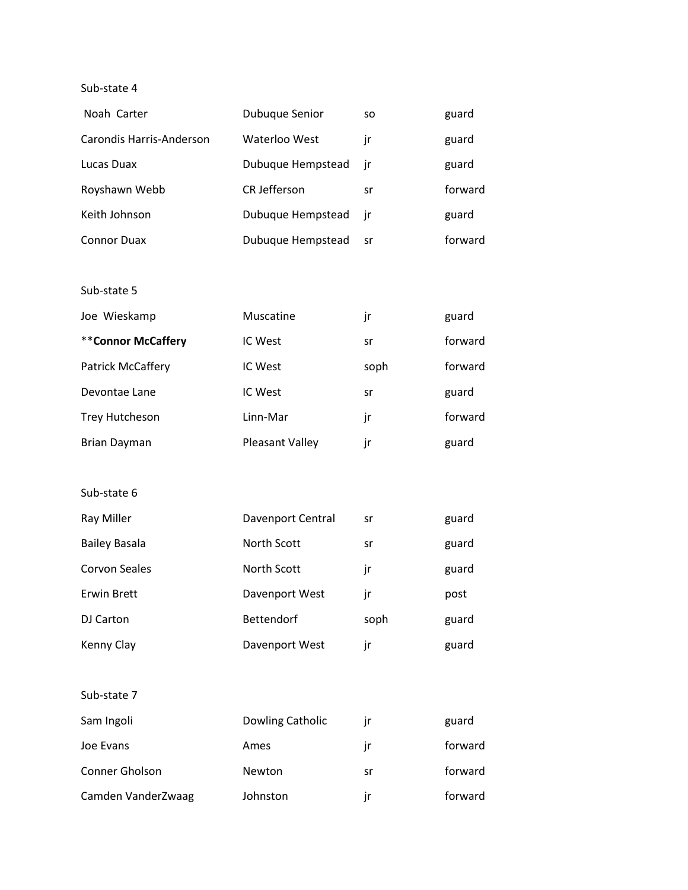Sub-state 4

| | | | |
|---|---|---|---|
| Noah Carter | Dubuque Senior | so | guard |
| Carondis Harris-Anderson | Waterloo West | jr | guard |
| Lucas Duax | Dubuque Hempstead | jr | guard |
| Royshawn Webb | CR Jefferson | sr | forward |
| Keith Johnson | Dubuque Hempstead | jr | guard |
| Connor Duax | Dubuque Hempstead | sr | forward |

Sub-state 5

| | | | |
|---|---|---|---|
| Joe Wieskamp | Muscatine | jr | guard |
| **Connor McCaffery** | IC West | sr | forward |
| Patrick McCaffery | IC West | soph | forward |
| Devontae Lane | IC West | sr | guard |
| Trey Hutcheson | Linn-Mar | jr | forward |
| Brian Dayman | Pleasant Valley | jr | guard |

Sub-state 6

| | | | |
|---|---|---|---|
| Ray Miller | Davenport Central | sr | guard |
| Bailey Basala | North Scott | sr | guard |
| Corvon Seales | North Scott | jr | guard |
| Erwin Brett | Davenport West | jr | post |
| DJ Carton | Bettendorf | soph | guard |
| Kenny Clay | Davenport West | jr | guard |

Sub-state 7

| | | | |
|---|---|---|---|
| Sam Ingoli | Dowling Catholic | jr | guard |
| Joe Evans | Ames | jr | forward |
| Conner Gholson | Newton | sr | forward |
| Camden VanderZwaag | Johnston | jr | forward |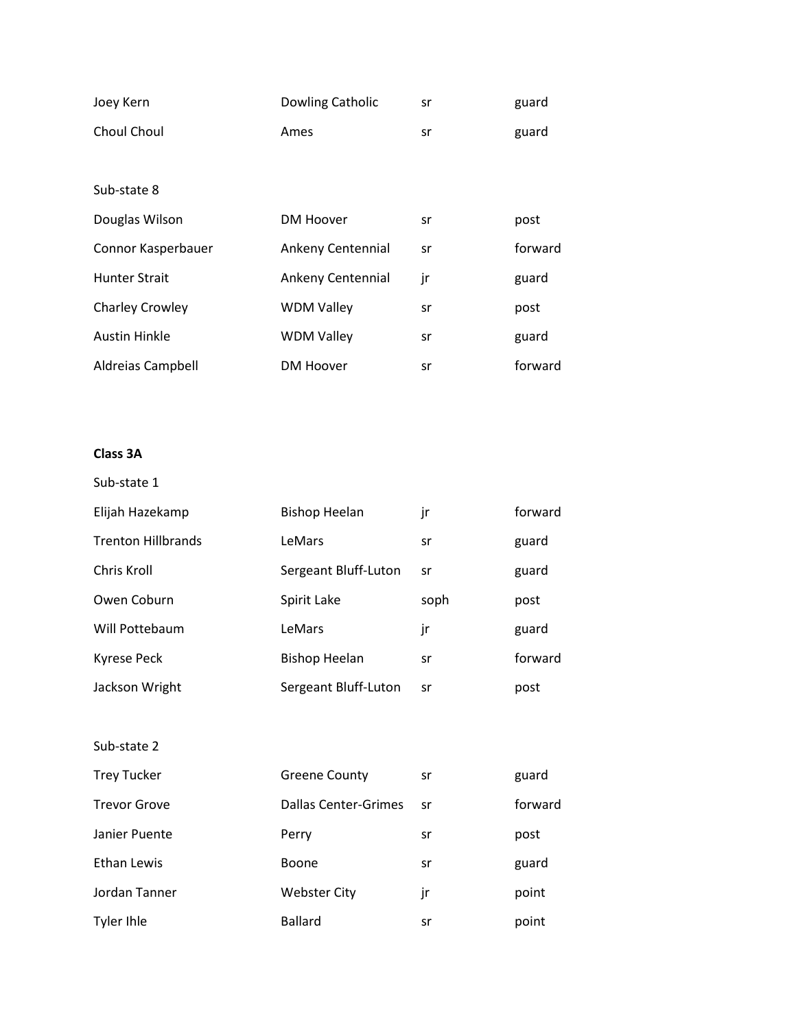| | | | |
|---|---|---|---|
| Joey Kern | Dowling Catholic | sr | guard |
| Choul Choul | Ames | sr | guard |

Sub-state 8

| | | | |
|---|---|---|---|
| Douglas Wilson | DM Hoover | sr | post |
| Connor Kasperbauer | Ankeny Centennial | sr | forward |
| Hunter Strait | Ankeny Centennial | jr | guard |
| Charley Crowley | WDM Valley | sr | post |
| Austin Hinkle | WDM Valley | sr | guard |
| Aldreias Campbell | DM Hoover | sr | forward |

**Class 3A**

Sub-state 1

| | | | |
|---|---|---|---|
| Elijah Hazekamp | Bishop Heelan | jr | forward |
| Trenton Hillbrands | LeMars | sr | guard |
| Chris Kroll | Sergeant Bluff-Luton | sr | guard |
| Owen Coburn | Spirit Lake | soph | post |
| Will Pottebaum | LeMars | jr | guard |
| Kyrese Peck | Bishop Heelan | sr | forward |
| Jackson Wright | Sergeant Bluff-Luton | sr | post |

Sub-state 2

| | | | |
|---|---|---|---|
| Trey Tucker | Greene County | sr | guard |
| Trevor Grove | Dallas Center-Grimes | sr | forward |
| Janier Puente | Perry | sr | post |
| Ethan Lewis | Boone | sr | guard |
| Jordan Tanner | Webster City | jr | point |
| Tyler Ihle | Ballard | sr | point |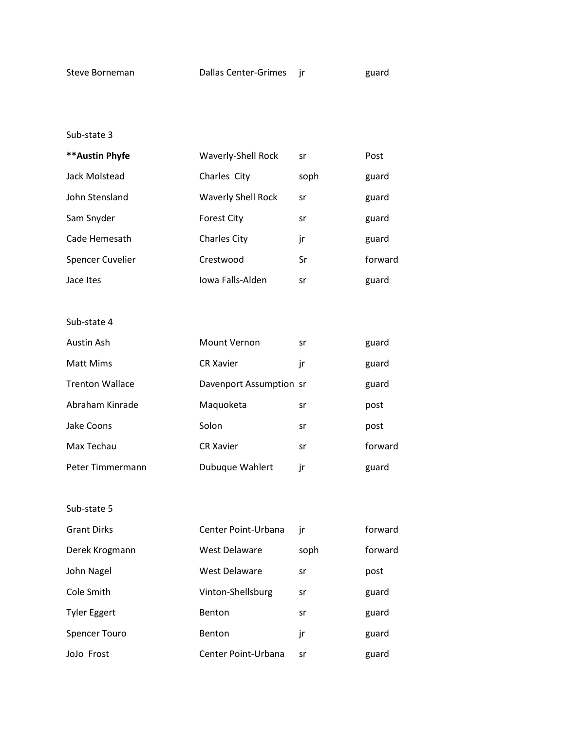| Steve Borneman | Dallas Center-Grimes | jr | guard |
|---|---|---|---|

Sub-state 3

| | | | |
|---|---|---|---|
| **Austin Phyfe** | Waverly-Shell Rock | sr | Post |
| Jack Molstead | Charles  City | soph | guard |
| John Stensland | Waverly Shell Rock | sr | guard |
| Sam Snyder | Forest City | sr | guard |
| Cade Hemesath | Charles City | jr | guard |
| Spencer Cuvelier | Crestwood | Sr | forward |
| Jace Ites | Iowa Falls-Alden | sr | guard |

Sub-state 4

| | | | |
|---|---|---|---|
| Austin Ash | Mount Vernon | sr | guard |
| Matt Mims | CR Xavier | jr | guard |
| Trenton Wallace | Davenport Assumption | sr | guard |
| Abraham Kinrade | Maquoketa | sr | post |
| Jake Coons | Solon | sr | post |
| Max Techau | CR Xavier | sr | forward |
| Peter Timmermann | Dubuque Wahlert | jr | guard |

Sub-state 5

| | | | |
|---|---|---|---|
| Grant Dirks | Center Point-Urbana | jr | forward |
| Derek Krogmann | West Delaware | soph | forward |
| John Nagel | West Delaware | sr | post |
| Cole Smith | Vinton-Shellsburg | sr | guard |
| Tyler Eggert | Benton | sr | guard |
| Spencer Touro | Benton | jr | guard |
| JoJo  Frost | Center Point-Urbana | sr | guard |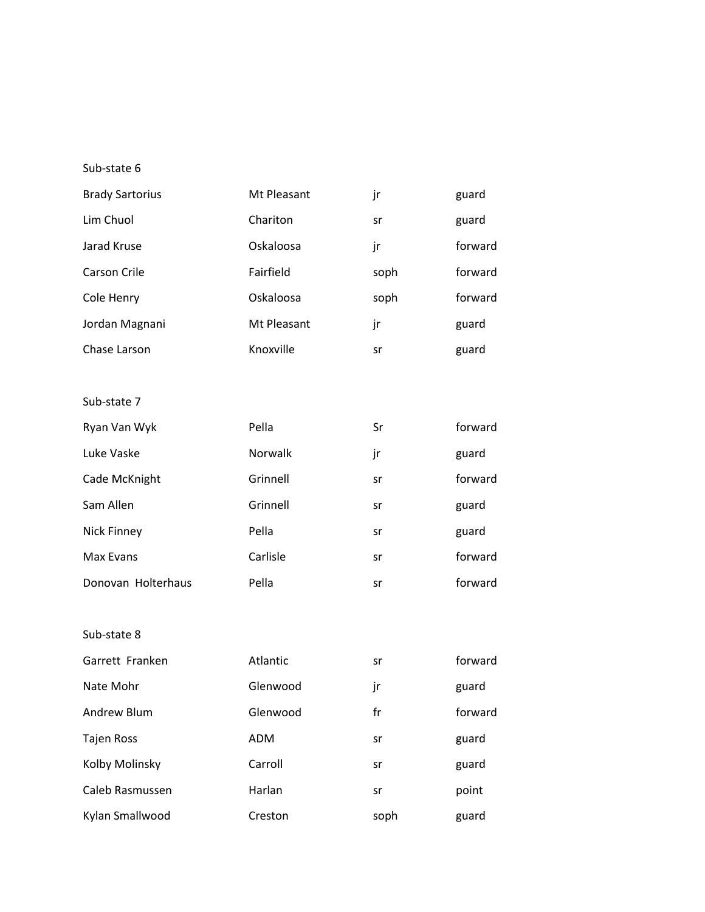Sub-state 6

| | | | |
|---|---|---|---|
| Brady Sartorius | Mt Pleasant | jr | guard |
| Lim Chuol | Chariton | sr | guard |
| Jarad Kruse | Oskaloosa | jr | forward |
| Carson Crile | Fairfield | soph | forward |
| Cole Henry | Oskaloosa | soph | forward |
| Jordan Magnani | Mt Pleasant | jr | guard |
| Chase Larson | Knoxville | sr | guard |

Sub-state 7

| | | | |
|---|---|---|---|
| Ryan Van Wyk | Pella | Sr | forward |
| Luke Vaske | Norwalk | jr | guard |
| Cade McKnight | Grinnell | sr | forward |
| Sam Allen | Grinnell | sr | guard |
| Nick Finney | Pella | sr | guard |
| Max Evans | Carlisle | sr | forward |
| Donovan Holterhaus | Pella | sr | forward |

Sub-state 8

| | | | |
|---|---|---|---|
| Garrett Franken | Atlantic | sr | forward |
| Nate Mohr | Glenwood | jr | guard |
| Andrew Blum | Glenwood | fr | forward |
| Tajen Ross | ADM | sr | guard |
| Kolby Molinsky | Carroll | sr | guard |
| Caleb Rasmussen | Harlan | sr | point |
| Kylan Smallwood | Creston | soph | guard |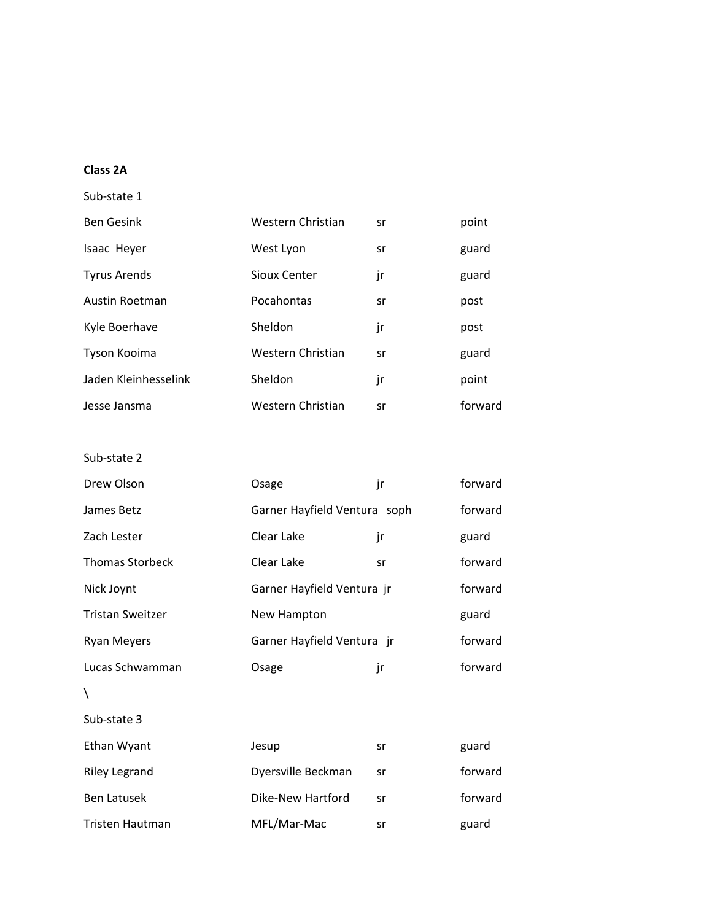**Class 2A**

Sub-state 1

| | | | |
|---|---|---|---|
| Ben Gesink | Western Christian | sr | point |
| Isaac Heyer | West Lyon | sr | guard |
| Tyrus Arends | Sioux Center | jr | guard |
| Austin Roetman | Pocahontas | sr | post |
| Kyle Boerhave | Sheldon | jr | post |
| Tyson Kooima | Western Christian | sr | guard |
| Jaden Kleinhesselink | Sheldon | jr | point |
| Jesse Jansma | Western Christian | sr | forward |

Sub-state 2

| | | | |
|---|---|---|---|
| Drew Olson | Osage | jr | forward |
| James Betz | Garner Hayfield Ventura | soph | forward |
| Zach Lester | Clear Lake | jr | guard |
| Thomas Storbeck | Clear Lake | sr | forward |
| Nick Joynt | Garner Hayfield Ventura | jr | forward |
| Tristan Sweitzer | New Hampton | | guard |
| Ryan Meyers | Garner Hayfield Ventura | jr | forward |
| Lucas Schwamman | Osage | jr | forward |

\

Sub-state 3

| | | | |
|---|---|---|---|
| Ethan Wyant | Jesup | sr | guard |
| Riley Legrand | Dyersville Beckman | sr | forward |
| Ben Latusek | Dike-New Hartford | sr | forward |
| Tristen Hautman | MFL/Mar-Mac | sr | guard |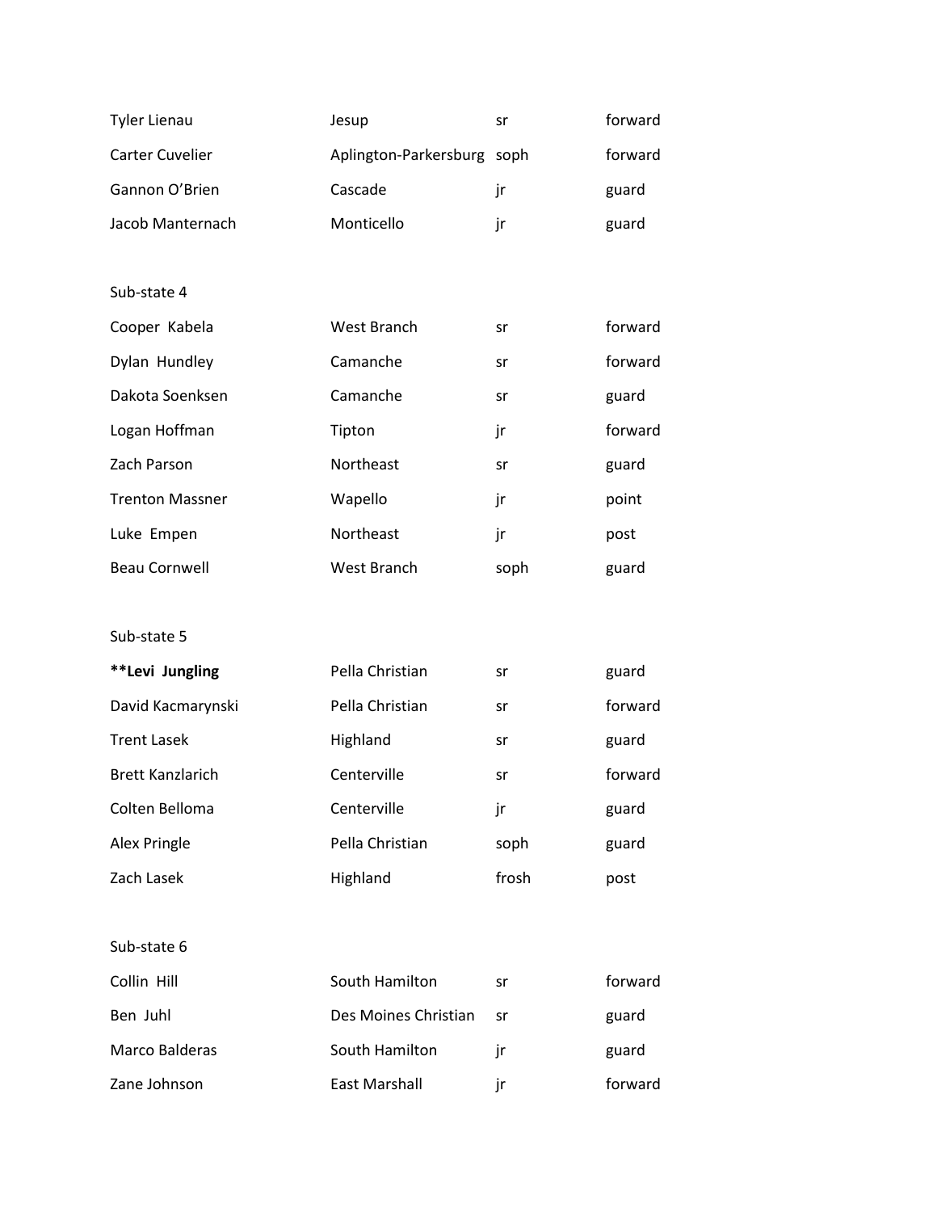| | | | |
|---|---|---|---|
| Tyler Lienau | Jesup | sr | forward |
| Carter Cuvelier | Aplington-Parkersburg | soph | forward |
| Gannon O'Brien | Cascade | jr | guard |
| Jacob Manternach | Monticello | jr | guard |

Sub-state 4

| | | | |
|---|---|---|---|
| Cooper Kabela | West Branch | sr | forward |
| Dylan Hundley | Camanche | sr | forward |
| Dakota Soenksen | Camanche | sr | guard |
| Logan Hoffman | Tipton | jr | forward |
| Zach Parson | Northeast | sr | guard |
| Trenton Massner | Wapello | jr | point |
| Luke Empen | Northeast | jr | post |
| Beau Cornwell | West Branch | soph | guard |

Sub-state 5

| | | | |
|---|---|---|---|
| **\*\*Levi Jungling** | Pella Christian | sr | guard |
| David Kacmarynski | Pella Christian | sr | forward |
| Trent Lasek | Highland | sr | guard |
| Brett Kanzlarich | Centerville | sr | forward |
| Colten Belloma | Centerville | jr | guard |
| Alex Pringle | Pella Christian | soph | guard |
| Zach Lasek | Highland | frosh | post |

Sub-state 6

| | | | |
|---|---|---|---|
| Collin Hill | South Hamilton | sr | forward |
| Ben Juhl | Des Moines Christian | sr | guard |
| Marco Balderas | South Hamilton | jr | guard |
| Zane Johnson | East Marshall | jr | forward |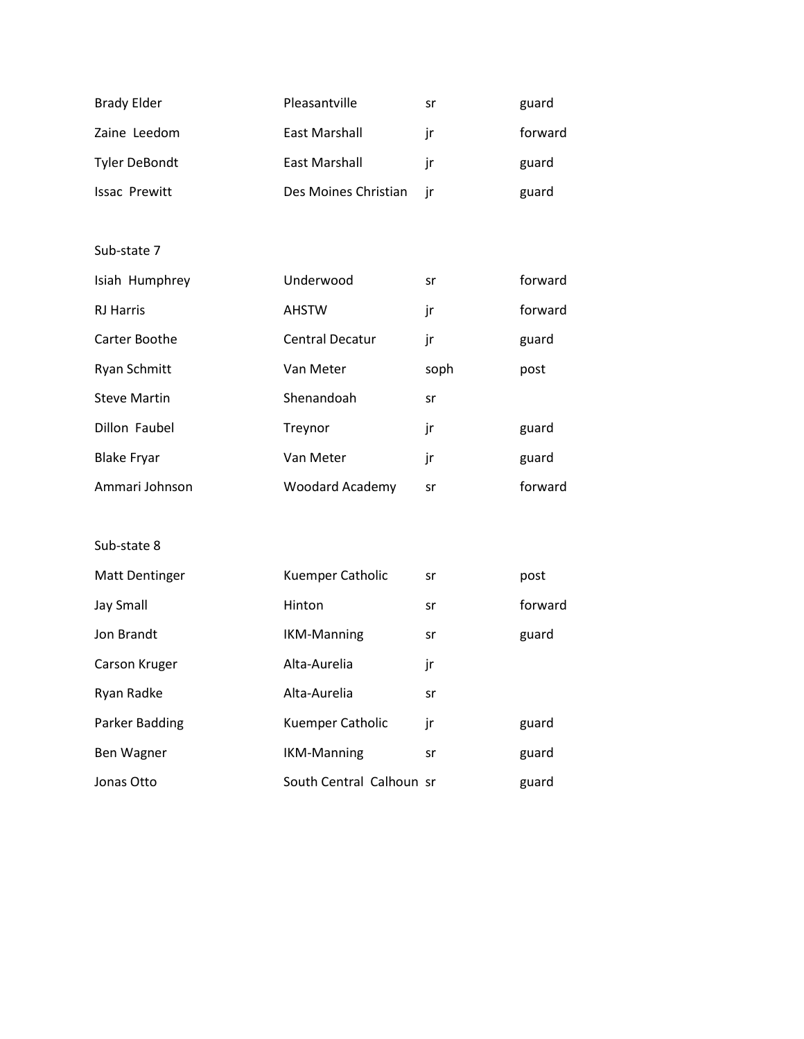| | | | |
|---|---|---|---|
| Brady Elder | Pleasantville | sr | guard |
| Zaine Leedom | East Marshall | jr | forward |
| Tyler DeBondt | East Marshall | jr | guard |
| Issac Prewitt | Des Moines Christian | jr | guard |

Sub-state 7

| | | | |
|---|---|---|---|
| Isiah Humphrey | Underwood | sr | forward |
| RJ Harris | AHSTW | jr | forward |
| Carter Boothe | Central Decatur | jr | guard |
| Ryan Schmitt | Van Meter | soph | post |
| Steve Martin | Shenandoah | sr | |
| Dillon Faubel | Treynor | jr | guard |
| Blake Fryar | Van Meter | jr | guard |
| Ammari Johnson | Woodard Academy | sr | forward |

Sub-state 8

| | | | |
|---|---|---|---|
| Matt Dentinger | Kuemper Catholic | sr | post |
| Jay Small | Hinton | sr | forward |
| Jon Brandt | IKM-Manning | sr | guard |
| Carson Kruger | Alta-Aurelia | jr | |
| Ryan Radke | Alta-Aurelia | sr | |
| Parker Badding | Kuemper Catholic | jr | guard |
| Ben Wagner | IKM-Manning | sr | guard |
| Jonas Otto | South Central Calhoun | sr | guard |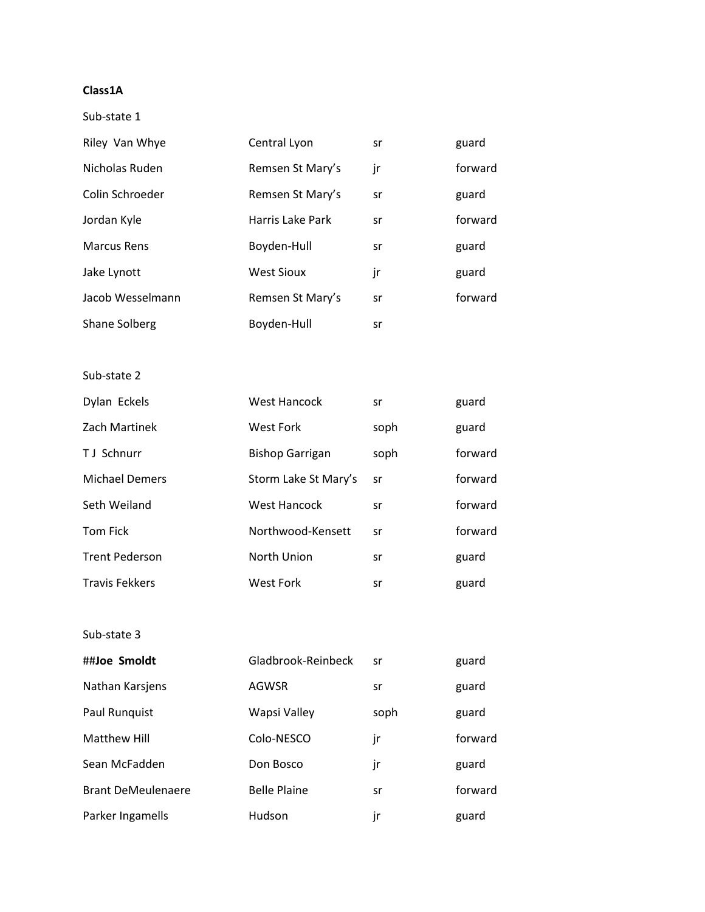**Class1A**

Sub-state 1

| | | | |
|---|---|---|---|
| Riley Van Whye | Central Lyon | sr | guard |
| Nicholas Ruden | Remsen St Mary's | jr | forward |
| Colin Schroeder | Remsen St Mary's | sr | guard |
| Jordan Kyle | Harris Lake Park | sr | forward |
| Marcus Rens | Boyden-Hull | sr | guard |
| Jake Lynott | West Sioux | jr | guard |
| Jacob Wesselmann | Remsen St Mary's | sr | forward |
| Shane Solberg | Boyden-Hull | sr | |

Sub-state 2

| | | | |
|---|---|---|---|
| Dylan Eckels | West Hancock | sr | guard |
| Zach Martinek | West Fork | soph | guard |
| T J Schnurr | Bishop Garrigan | soph | forward |
| Michael Demers | Storm Lake St Mary's | sr | forward |
| Seth Weiland | West Hancock | sr | forward |
| Tom Fick | Northwood-Kensett | sr | forward |
| Trent Pederson | North Union | sr | guard |
| Travis Fekkers | West Fork | sr | guard |

Sub-state 3

| | | | |
|---|---|---|---|
| ##**Joe Smoldt** | Gladbrook-Reinbeck | sr | guard |
| Nathan Karsjens | AGWSR | sr | guard |
| Paul Runquist | Wapsi Valley | soph | guard |
| Matthew Hill | Colo-NESCO | jr | forward |
| Sean McFadden | Don Bosco | jr | guard |
| Brant DeMeulenaere | Belle Plaine | sr | forward |
| Parker Ingamells | Hudson | jr | guard |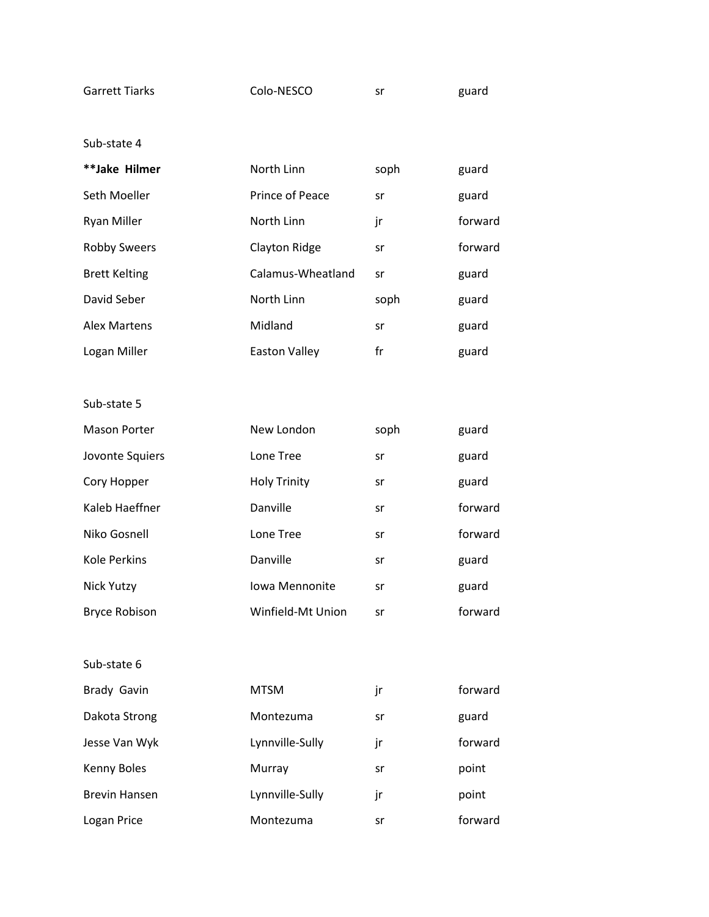| | | | |
|---|---|---|---|
| Garrett Tiarks | Colo-NESCO | sr | guard |

Sub-state 4

| | | | |
|---|---|---|---|
| **\*\*Jake Hilmer** | North Linn | soph | guard |
| Seth Moeller | Prince of Peace | sr | guard |
| Ryan Miller | North Linn | jr | forward |
| Robby Sweers | Clayton Ridge | sr | forward |
| Brett Kelting | Calamus-Wheatland | sr | guard |
| David Seber | North Linn | soph | guard |
| Alex Martens | Midland | sr | guard |
| Logan Miller | Easton Valley | fr | guard |

Sub-state 5

| | | | |
|---|---|---|---|
| Mason Porter | New London | soph | guard |
| Jovonte Squiers | Lone Tree | sr | guard |
| Cory Hopper | Holy Trinity | sr | guard |
| Kaleb Haeffner | Danville | sr | forward |
| Niko Gosnell | Lone Tree | sr | forward |
| Kole Perkins | Danville | sr | guard |
| Nick Yutzy | Iowa Mennonite | sr | guard |
| Bryce Robison | Winfield-Mt Union | sr | forward |

Sub-state 6

| | | | |
|---|---|---|---|
| Brady Gavin | MTSM | jr | forward |
| Dakota Strong | Montezuma | sr | guard |
| Jesse Van Wyk | Lynnville-Sully | jr | forward |
| Kenny Boles | Murray | sr | point |
| Brevin Hansen | Lynnville-Sully | jr | point |
| Logan Price | Montezuma | sr | forward |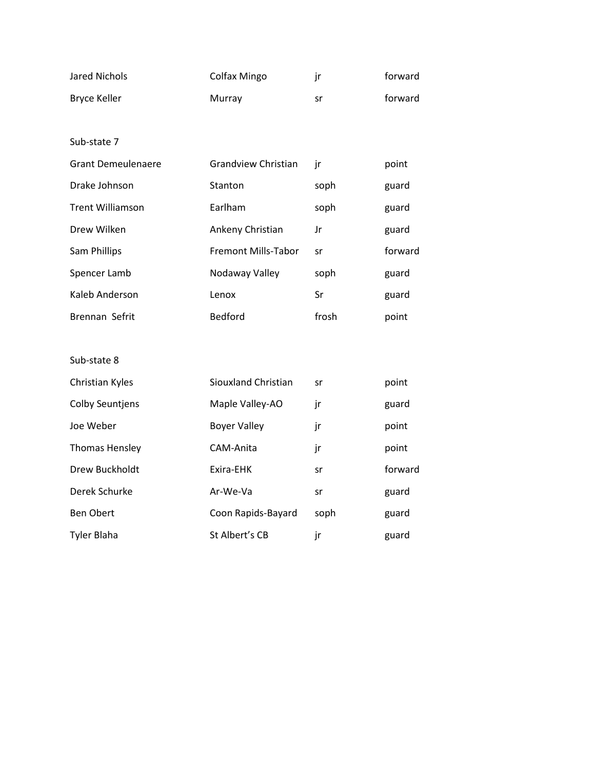| | | | |
|---|---|---|---|
| Jared Nichols | Colfax Mingo | jr | forward |
| Bryce Keller | Murray | sr | forward |

Sub-state 7

| | | | |
|---|---|---|---|
| Grant Demeulenaere | Grandview Christian | jr | point |
| Drake Johnson | Stanton | soph | guard |
| Trent Williamson | Earlham | soph | guard |
| Drew Wilken | Ankeny Christian | Jr | guard |
| Sam Phillips | Fremont Mills-Tabor | sr | forward |
| Spencer Lamb | Nodaway Valley | soph | guard |
| Kaleb Anderson | Lenox | Sr | guard |
| Brennan  Sefrit | Bedford | frosh | point |

Sub-state 8

| | | | |
|---|---|---|---|
| Christian Kyles | Siouxland Christian | sr | point |
| Colby Seuntjens | Maple Valley-AO | jr | guard |
| Joe Weber | Boyer Valley | jr | point |
| Thomas Hensley | CAM-Anita | jr | point |
| Drew Buckholdt | Exira-EHK | sr | forward |
| Derek Schurke | Ar-We-Va | sr | guard |
| Ben Obert | Coon Rapids-Bayard | soph | guard |
| Tyler Blaha | St Albert's CB | jr | guard |